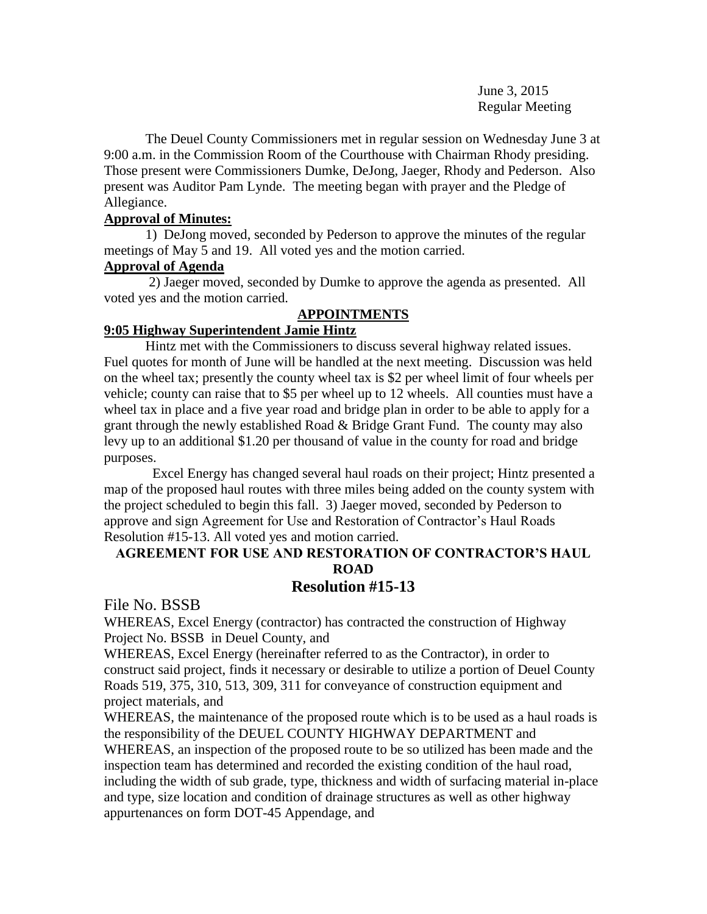June 3, 2015
Regular Meeting

The Deuel County Commissioners met in regular session on Wednesday June 3 at 9:00 a.m. in the Commission Room of the Courthouse with Chairman Rhody presiding. Those present were Commissioners Dumke, DeJong, Jaeger, Rhody and Pederson. Also present was Auditor Pam Lynde. The meeting began with prayer and the Pledge of Allegiance.

**Approval of Minutes:**

1) DeJong moved, seconded by Pederson to approve the minutes of the regular meetings of May 5 and 19. All voted yes and the motion carried.

**Approval of Agenda**

2) Jaeger moved, seconded by Dumke to approve the agenda as presented. All voted yes and the motion carried.

**APPOINTMENTS**

**9:05 Highway Superintendent Jamie Hintz**

Hintz met with the Commissioners to discuss several highway related issues. Fuel quotes for month of June will be handled at the next meeting. Discussion was held on the wheel tax; presently the county wheel tax is $2 per wheel limit of four wheels per vehicle; county can raise that to $5 per wheel up to 12 wheels. All counties must have a wheel tax in place and a five year road and bridge plan in order to be able to apply for a grant through the newly established Road & Bridge Grant Fund. The county may also levy up to an additional $1.20 per thousand of value in the county for road and bridge purposes.

Excel Energy has changed several haul roads on their project; Hintz presented a map of the proposed haul routes with three miles being added on the county system with the project scheduled to begin this fall. 3) Jaeger moved, seconded by Pederson to approve and sign Agreement for Use and Restoration of Contractor's Haul Roads Resolution #15-13. All voted yes and motion carried.

**AGREEMENT FOR USE AND RESTORATION OF CONTRACTOR'S HAUL ROAD**

**Resolution #15-13**

File No. BSSB

WHEREAS, Excel Energy (contractor) has contracted the construction of Highway Project No. BSSB in Deuel County, and

WHEREAS, Excel Energy (hereinafter referred to as the Contractor), in order to construct said project, finds it necessary or desirable to utilize a portion of Deuel County Roads 519, 375, 310, 513, 309, 311 for conveyance of construction equipment and project materials, and

WHEREAS, the maintenance of the proposed route which is to be used as a haul roads is the responsibility of the DEUEL COUNTY HIGHWAY DEPARTMENT and

WHEREAS, an inspection of the proposed route to be so utilized has been made and the inspection team has determined and recorded the existing condition of the haul road, including the width of sub grade, type, thickness and width of surfacing material in-place and type, size location and condition of drainage structures as well as other highway appurtenances on form DOT-45 Appendage, and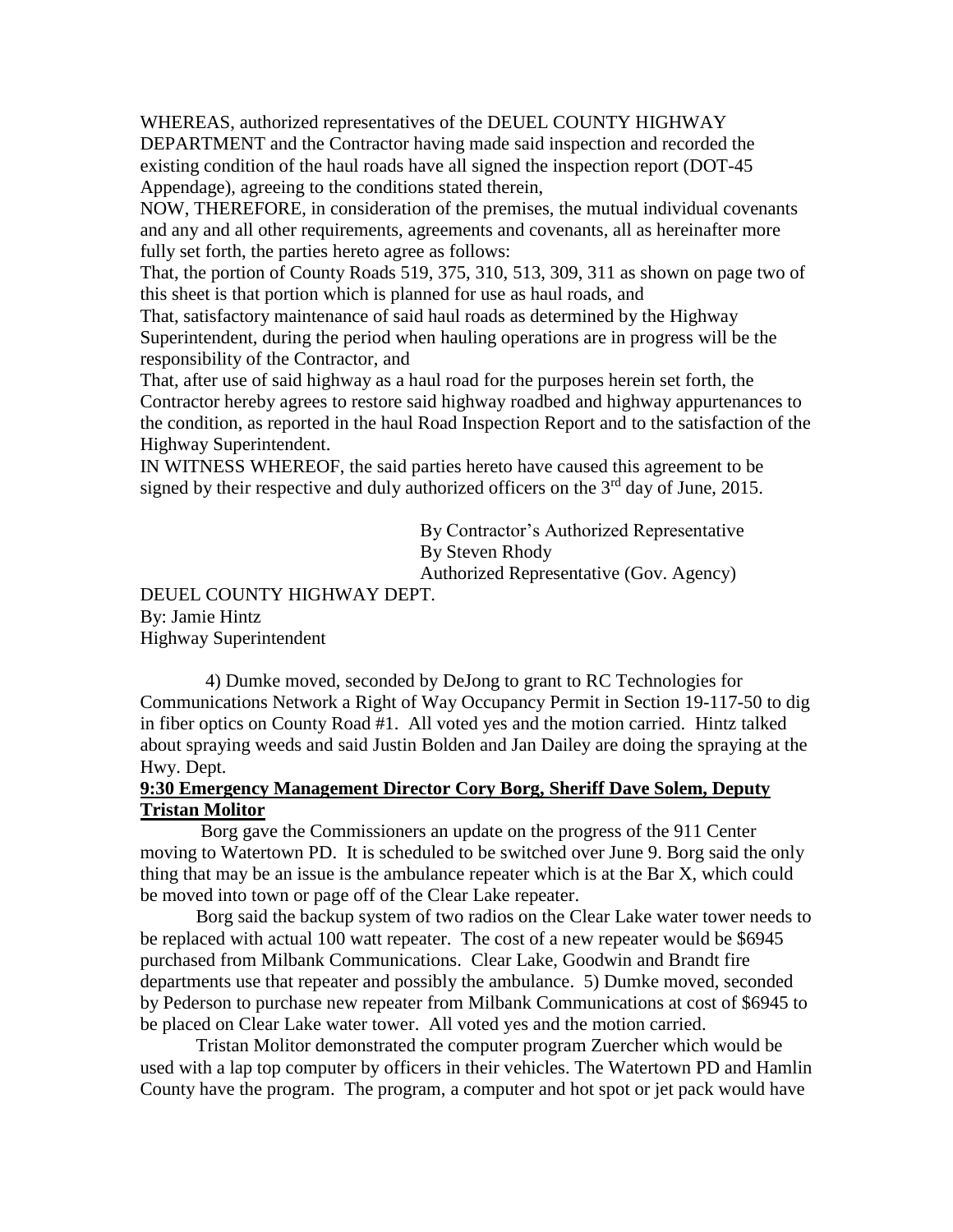WHEREAS, authorized representatives of the DEUEL COUNTY HIGHWAY DEPARTMENT and the Contractor having made said inspection and recorded the existing condition of the haul roads have all signed the inspection report (DOT-45 Appendage), agreeing to the conditions stated therein,

NOW, THEREFORE, in consideration of the premises, the mutual individual covenants and any and all other requirements, agreements and covenants, all as hereinafter more fully set forth, the parties hereto agree as follows:

That, the portion of County Roads 519, 375, 310, 513, 309, 311 as shown on page two of this sheet is that portion which is planned for use as haul roads, and

That, satisfactory maintenance of said haul roads as determined by the Highway Superintendent, during the period when hauling operations are in progress will be the responsibility of the Contractor, and

That, after use of said highway as a haul road for the purposes herein set forth, the Contractor hereby agrees to restore said highway roadbed and highway appurtenances to the condition, as reported in the haul Road Inspection Report and to the satisfaction of the Highway Superintendent.

IN WITNESS WHEREOF, the said parties hereto have caused this agreement to be signed by their respective and duly authorized officers on the 3rd day of June, 2015.

By Contractor's Authorized Representative
By Steven Rhody
Authorized Representative (Gov. Agency)

DEUEL COUNTY HIGHWAY DEPT.
By: Jamie Hintz
Highway Superintendent

4) Dumke moved, seconded by DeJong to grant to RC Technologies for Communications Network a Right of Way Occupancy Permit in Section 19-117-50 to dig in fiber optics on County Road #1. All voted yes and the motion carried. Hintz talked about spraying weeds and said Justin Bolden and Jan Dailey are doing the spraying at the Hwy. Dept.

**9:30 Emergency Management Director Cory Borg, Sheriff Dave Solem, Deputy Tristan Molitor**

Borg gave the Commissioners an update on the progress of the 911 Center moving to Watertown PD. It is scheduled to be switched over June 9. Borg said the only thing that may be an issue is the ambulance repeater which is at the Bar X, which could be moved into town or page off of the Clear Lake repeater.

Borg said the backup system of two radios on the Clear Lake water tower needs to be replaced with actual 100 watt repeater. The cost of a new repeater would be $6945 purchased from Milbank Communications. Clear Lake, Goodwin and Brandt fire departments use that repeater and possibly the ambulance. 5) Dumke moved, seconded by Pederson to purchase new repeater from Milbank Communications at cost of $6945 to be placed on Clear Lake water tower. All voted yes and the motion carried.

Tristan Molitor demonstrated the computer program Zuercher which would be used with a lap top computer by officers in their vehicles. The Watertown PD and Hamlin County have the program. The program, a computer and hot spot or jet pack would have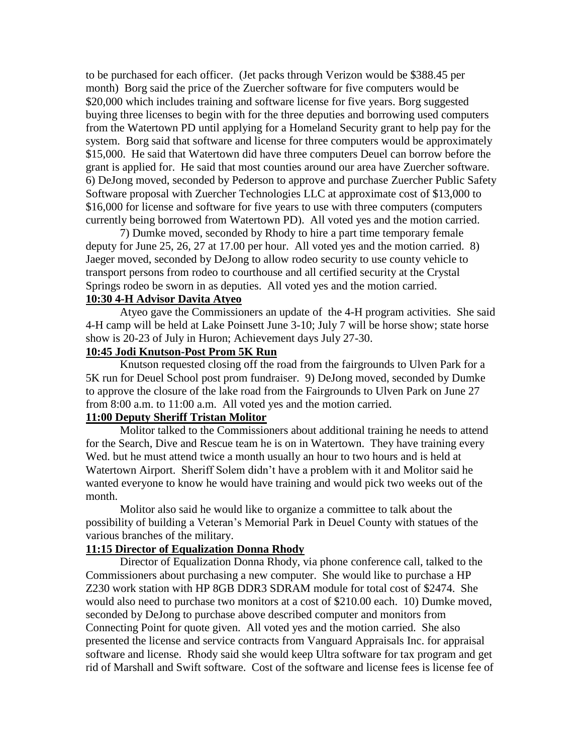to be purchased for each officer. (Jet packs through Verizon would be $388.45 per month) Borg said the price of the Zuercher software for five computers would be $20,000 which includes training and software license for five years. Borg suggested buying three licenses to begin with for the three deputies and borrowing used computers from the Watertown PD until applying for a Homeland Security grant to help pay for the system. Borg said that software and license for three computers would be approximately $15,000. He said that Watertown did have three computers Deuel can borrow before the grant is applied for. He said that most counties around our area have Zuercher software. 6) DeJong moved, seconded by Pederson to approve and purchase Zuercher Public Safety Software proposal with Zuercher Technologies LLC at approximate cost of $13,000 to $16,000 for license and software for five years to use with three computers (computers currently being borrowed from Watertown PD). All voted yes and the motion carried.

7) Dumke moved, seconded by Rhody to hire a part time temporary female deputy for June 25, 26, 27 at 17.00 per hour. All voted yes and the motion carried. 8) Jaeger moved, seconded by DeJong to allow rodeo security to use county vehicle to transport persons from rodeo to courthouse and all certified security at the Crystal Springs rodeo be sworn in as deputies. All voted yes and the motion carried.

**10:30 4-H Advisor Davita Atyeo**

Atyeo gave the Commissioners an update of the 4-H program activities. She said 4-H camp will be held at Lake Poinsett June 3-10; July 7 will be horse show; state horse show is 20-23 of July in Huron; Achievement days July 27-30.

**10:45 Jodi Knutson-Post Prom 5K Run**

Knutson requested closing off the road from the fairgrounds to Ulven Park for a 5K run for Deuel School post prom fundraiser. 9) DeJong moved, seconded by Dumke to approve the closure of the lake road from the Fairgrounds to Ulven Park on June 27 from 8:00 a.m. to 11:00 a.m. All voted yes and the motion carried.

**11:00 Deputy Sheriff Tristan Molitor**

Molitor talked to the Commissioners about additional training he needs to attend for the Search, Dive and Rescue team he is on in Watertown. They have training every Wed. but he must attend twice a month usually an hour to two hours and is held at Watertown Airport. Sheriff Solem didn't have a problem with it and Molitor said he wanted everyone to know he would have training and would pick two weeks out of the month.

Molitor also said he would like to organize a committee to talk about the possibility of building a Veteran's Memorial Park in Deuel County with statues of the various branches of the military.

**11:15 Director of Equalization Donna Rhody**

Director of Equalization Donna Rhody, via phone conference call, talked to the Commissioners about purchasing a new computer. She would like to purchase a HP Z230 work station with HP 8GB DDR3 SDRAM module for total cost of $2474. She would also need to purchase two monitors at a cost of $210.00 each. 10) Dumke moved, seconded by DeJong to purchase above described computer and monitors from Connecting Point for quote given. All voted yes and the motion carried. She also presented the license and service contracts from Vanguard Appraisals Inc. for appraisal software and license. Rhody said she would keep Ultra software for tax program and get rid of Marshall and Swift software. Cost of the software and license fees is license fee of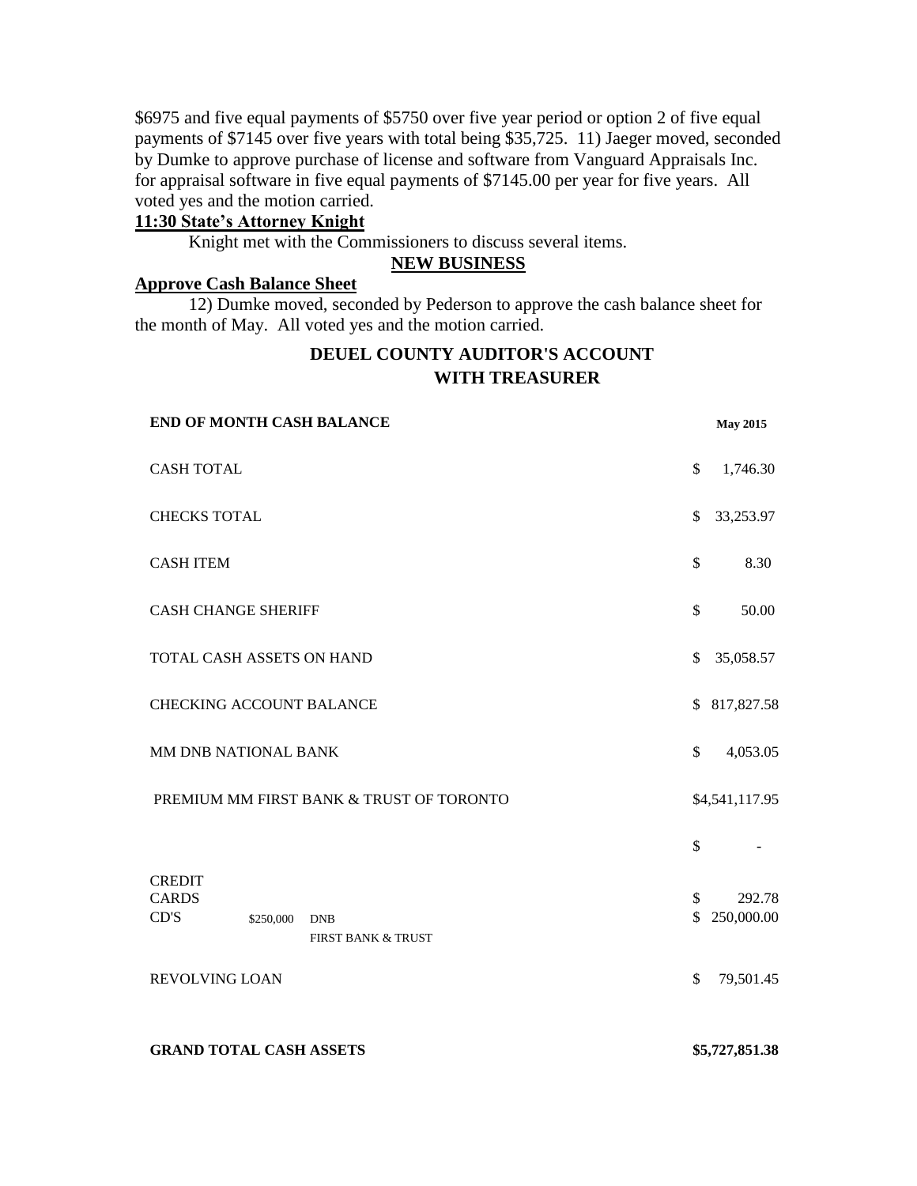$6975 and five equal payments of $5750 over five year period or option 2 of five equal payments of $7145 over five years with total being $35,725. 11) Jaeger moved, seconded by Dumke to approve purchase of license and software from Vanguard Appraisals Inc. for appraisal software in five equal payments of $7145.00 per year for five years. All voted yes and the motion carried.

**11:30 State's Attorney Knight**

Knight met with the Commissioners to discuss several items.

**NEW BUSINESS**

**Approve Cash Balance Sheet**

12) Dumke moved, seconded by Pederson to approve the cash balance sheet for the month of May. All voted yes and the motion carried.

**DEUEL COUNTY AUDITOR'S ACCOUNT WITH TREASURER**

| **END OF MONTH CASH BALANCE** | | | **May 2015** |
|---|---|---|---|
| CASH TOTAL | | | $ 1,746.30 |
| CHECKS TOTAL | | | $ 33,253.97 |
| CASH ITEM | | | $ 8.30 |
| CASH CHANGE SHERIFF | | | $ 50.00 |
| TOTAL CASH ASSETS ON HAND | | | $ 35,058.57 |
| CHECKING ACCOUNT BALANCE | | | $ 817,827.58 |
| MM DNB NATIONAL BANK | | | $ 4,053.05 |
| PREMIUM MM FIRST BANK & TRUST OF TORONTO | | | $4,541,117.95 |
| | | | $ - |
| CREDIT CARDS | | | $ 292.78 |
| CD'S | $250,000 | DNB | $ 250,000.00 |
| | | FIRST BANK & TRUST | |
| REVOLVING LOAN | | | $ 79,501.45 |
| **GRAND TOTAL CASH ASSETS** | | | **$5,727,851.38** |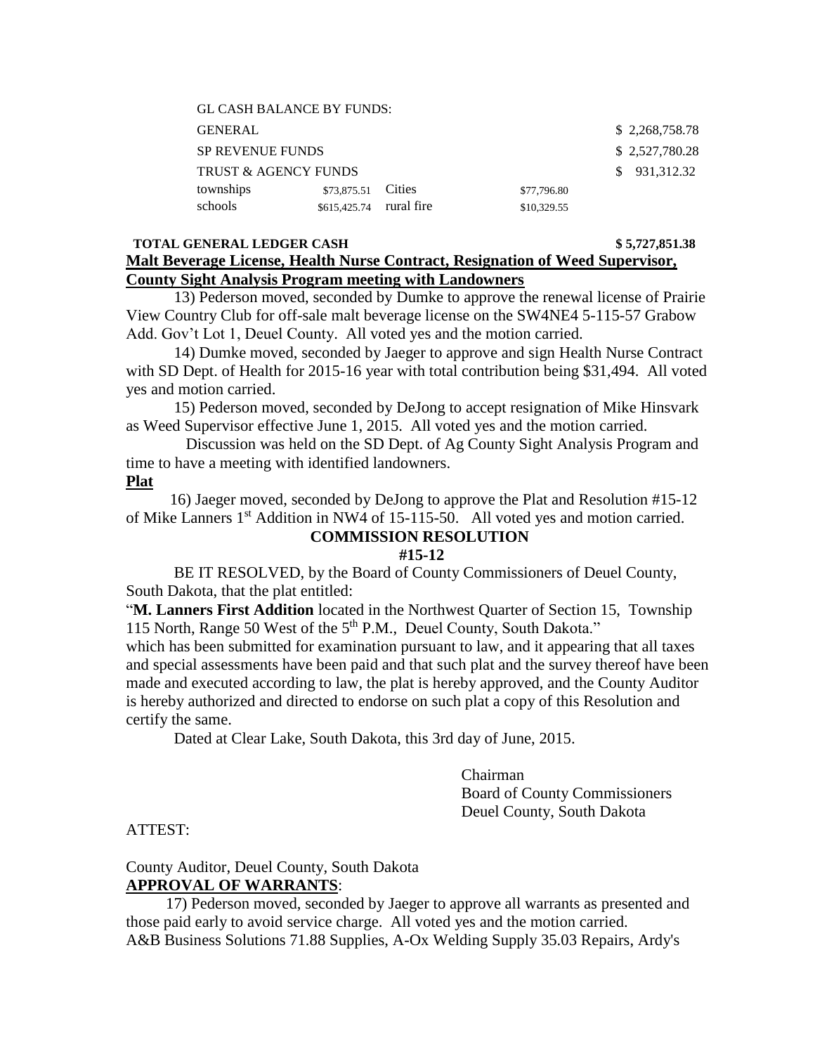GL CASH BALANCE BY FUNDS:

| | | | | |
|---|---|---|---|---|
| GENERAL | | | | $ 2,268,758.78 |
| SP REVENUE FUNDS | | | | $ 2,527,780.28 |
| TRUST & AGENCY FUNDS | | | | $ 931,312.32 |
| townships | $73,875.51 | Cities | $77,796.80 | |
| schools | $615,425.74 | rural fire | $10,329.55 | |

**TOTAL GENERAL LEDGER CASH $ 5,727,851.38**

**Malt Beverage License, Health Nurse Contract, Resignation of Weed Supervisor, County Sight Analysis Program meeting with Landowners**

13) Pederson moved, seconded by Dumke to approve the renewal license of Prairie View Country Club for off-sale malt beverage license on the SW4NE4 5-115-57 Grabow Add. Gov't Lot 1, Deuel County. All voted yes and the motion carried.

14) Dumke moved, seconded by Jaeger to approve and sign Health Nurse Contract with SD Dept. of Health for 2015-16 year with total contribution being $31,494. All voted yes and motion carried.

15) Pederson moved, seconded by DeJong to accept resignation of Mike Hinsvark as Weed Supervisor effective June 1, 2015. All voted yes and the motion carried.

Discussion was held on the SD Dept. of Ag County Sight Analysis Program and time to have a meeting with identified landowners.

**Plat**

16) Jaeger moved, seconded by DeJong to approve the Plat and Resolution #15-12 of Mike Lanners 1st Addition in NW4 of 15-115-50. All voted yes and motion carried.

**COMMISSION RESOLUTION**

**#15-12**

BE IT RESOLVED, by the Board of County Commissioners of Deuel County, South Dakota, that the plat entitled:

"**M. Lanners First Addition** located in the Northwest Quarter of Section 15, Township 115 North, Range 50 West of the 5th P.M., Deuel County, South Dakota."

which has been submitted for examination pursuant to law, and it appearing that all taxes and special assessments have been paid and that such plat and the survey thereof have been made and executed according to law, the plat is hereby approved, and the County Auditor is hereby authorized and directed to endorse on such plat a copy of this Resolution and certify the same.

Dated at Clear Lake, South Dakota, this 3rd day of June, 2015.

Chairman
Board of County Commissioners
Deuel County, South Dakota

ATTEST:

County Auditor, Deuel County, South Dakota

**APPROVAL OF WARRANTS**:

17) Pederson moved, seconded by Jaeger to approve all warrants as presented and those paid early to avoid service charge. All voted yes and the motion carried.

A&B Business Solutions 71.88 Supplies, A-Ox Welding Supply 35.03 Repairs, Ardy's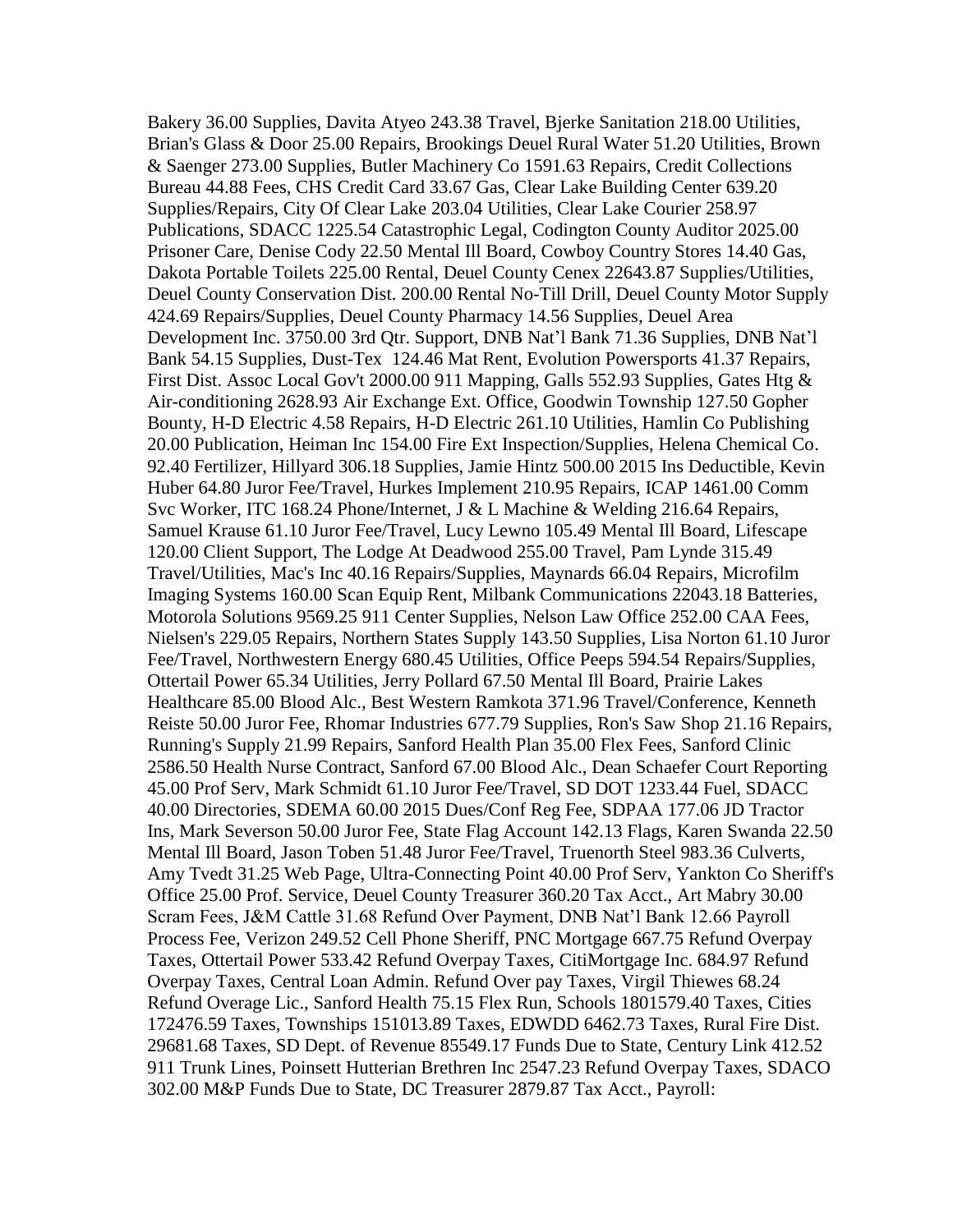Bakery 36.00 Supplies, Davita Atyeo 243.38 Travel, Bjerke Sanitation 218.00 Utilities, Brian's Glass & Door 25.00 Repairs, Brookings Deuel Rural Water 51.20 Utilities, Brown & Saenger 273.00 Supplies, Butler Machinery Co 1591.63 Repairs, Credit Collections Bureau 44.88 Fees, CHS Credit Card 33.67 Gas, Clear Lake Building Center 639.20 Supplies/Repairs, City Of Clear Lake 203.04 Utilities, Clear Lake Courier 258.97 Publications, SDACC 1225.54 Catastrophic Legal, Codington County Auditor 2025.00 Prisoner Care, Denise Cody 22.50 Mental Ill Board, Cowboy Country Stores 14.40 Gas, Dakota Portable Toilets 225.00 Rental, Deuel County Cenex 22643.87 Supplies/Utilities, Deuel County Conservation Dist. 200.00 Rental No-Till Drill, Deuel County Motor Supply 424.69 Repairs/Supplies, Deuel County Pharmacy 14.56 Supplies, Deuel Area Development Inc. 3750.00 3rd Qtr. Support, DNB Nat'l Bank 71.36 Supplies, DNB Nat'l Bank 54.15 Supplies, Dust-Tex 124.46 Mat Rent, Evolution Powersports 41.37 Repairs, First Dist. Assoc Local Gov't 2000.00 911 Mapping, Galls 552.93 Supplies, Gates Htg & Air-conditioning 2628.93 Air Exchange Ext. Office, Goodwin Township 127.50 Gopher Bounty, H-D Electric 4.58 Repairs, H-D Electric 261.10 Utilities, Hamlin Co Publishing 20.00 Publication, Heiman Inc 154.00 Fire Ext Inspection/Supplies, Helena Chemical Co. 92.40 Fertilizer, Hillyard 306.18 Supplies, Jamie Hintz 500.00 2015 Ins Deductible, Kevin Huber 64.80 Juror Fee/Travel, Hurkes Implement 210.95 Repairs, ICAP 1461.00 Comm Svc Worker, ITC 168.24 Phone/Internet, J & L Machine & Welding 216.64 Repairs, Samuel Krause 61.10 Juror Fee/Travel, Lucy Lewno 105.49 Mental Ill Board, Lifescape 120.00 Client Support, The Lodge At Deadwood 255.00 Travel, Pam Lynde 315.49 Travel/Utilities, Mac's Inc 40.16 Repairs/Supplies, Maynards 66.04 Repairs, Microfilm Imaging Systems 160.00 Scan Equip Rent, Milbank Communications 22043.18 Batteries, Motorola Solutions 9569.25 911 Center Supplies, Nelson Law Office 252.00 CAA Fees, Nielsen's 229.05 Repairs, Northern States Supply 143.50 Supplies, Lisa Norton 61.10 Juror Fee/Travel, Northwestern Energy 680.45 Utilities, Office Peeps 594.54 Repairs/Supplies, Ottertail Power 65.34 Utilities, Jerry Pollard 67.50 Mental Ill Board, Prairie Lakes Healthcare 85.00 Blood Alc., Best Western Ramkota 371.96 Travel/Conference, Kenneth Reiste 50.00 Juror Fee, Rhomar Industries 677.79 Supplies, Ron's Saw Shop 21.16 Repairs, Running's Supply 21.99 Repairs, Sanford Health Plan 35.00 Flex Fees, Sanford Clinic 2586.50 Health Nurse Contract, Sanford 67.00 Blood Alc., Dean Schaefer Court Reporting 45.00 Prof Serv, Mark Schmidt 61.10 Juror Fee/Travel, SD DOT 1233.44 Fuel, SDACC 40.00 Directories, SDEMA 60.00 2015 Dues/Conf Reg Fee, SDPAA 177.06 JD Tractor Ins, Mark Severson 50.00 Juror Fee, State Flag Account 142.13 Flags, Karen Swanda 22.50 Mental Ill Board, Jason Toben 51.48 Juror Fee/Travel, Truenorth Steel 983.36 Culverts, Amy Tvedt 31.25 Web Page, Ultra-Connecting Point 40.00 Prof Serv, Yankton Co Sheriff's Office 25.00 Prof. Service, Deuel County Treasurer 360.20 Tax Acct., Art Mabry 30.00 Scram Fees, J&M Cattle 31.68 Refund Over Payment, DNB Nat'l Bank 12.66 Payroll Process Fee, Verizon 249.52 Cell Phone Sheriff, PNC Mortgage 667.75 Refund Overpay Taxes, Ottertail Power 533.42 Refund Overpay Taxes, CitiMortgage Inc. 684.97 Refund Overpay Taxes, Central Loan Admin. Refund Over pay Taxes, Virgil Thiewes 68.24 Refund Overage Lic., Sanford Health 75.15 Flex Run, Schools 1801579.40 Taxes, Cities 172476.59 Taxes, Townships 151013.89 Taxes, EDWDD 6462.73 Taxes, Rural Fire Dist. 29681.68 Taxes, SD Dept. of Revenue 85549.17 Funds Due to State, Century Link 412.52 911 Trunk Lines, Poinsett Hutterian Brethren Inc 2547.23 Refund Overpay Taxes, SDACO 302.00 M&P Funds Due to State, DC Treasurer 2879.87 Tax Acct., Payroll: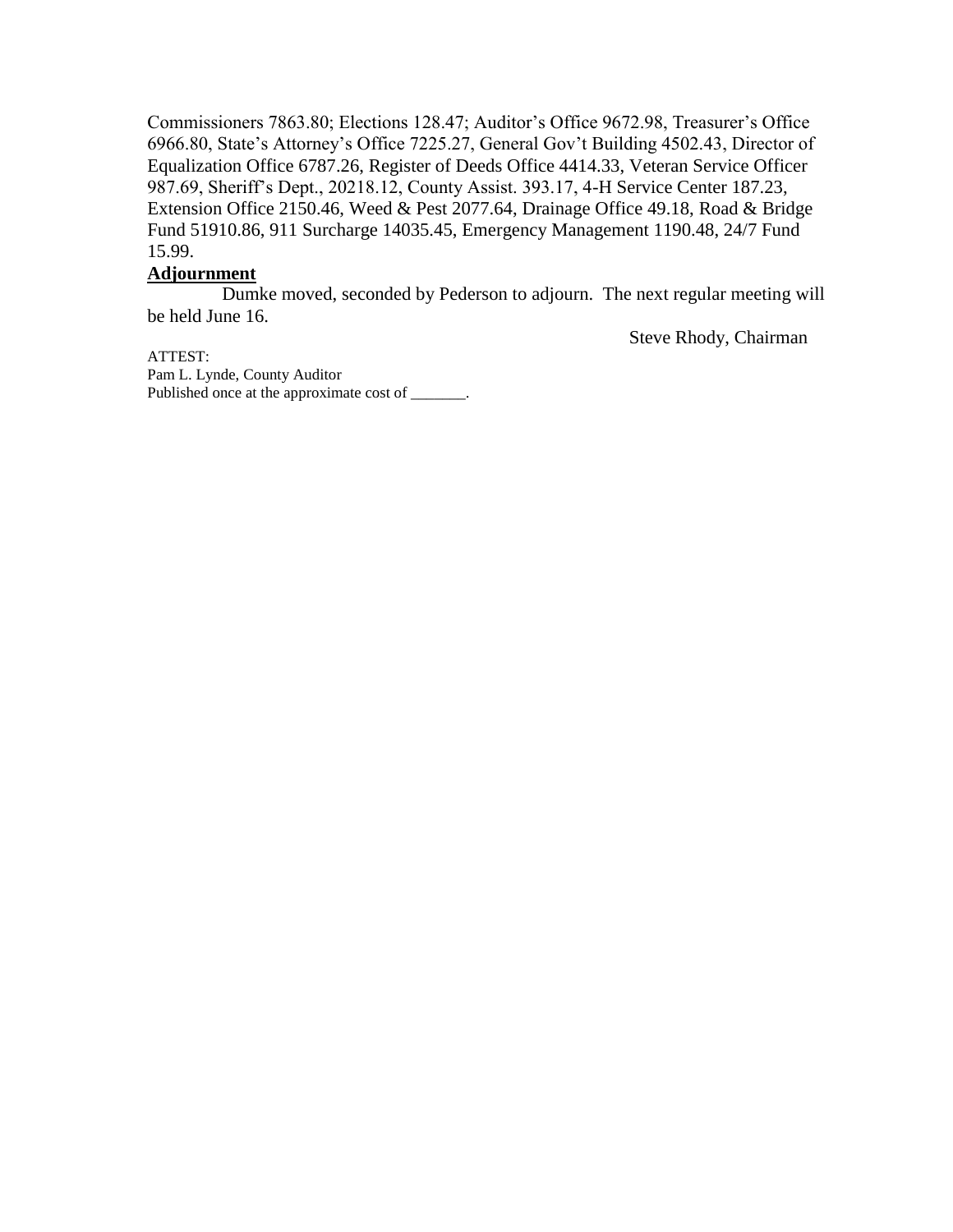Commissioners 7863.80; Elections 128.47; Auditor's Office 9672.98, Treasurer's Office 6966.80, State's Attorney's Office 7225.27, General Gov't Building 4502.43, Director of Equalization Office 6787.26, Register of Deeds Office 4414.33, Veteran Service Officer 987.69, Sheriff's Dept., 20218.12, County Assist. 393.17, 4-H Service Center 187.23, Extension Office 2150.46, Weed & Pest 2077.64, Drainage Office 49.18, Road & Bridge Fund 51910.86, 911 Surcharge 14035.45, Emergency Management 1190.48, 24/7 Fund 15.99.

**Adjournment**

Dumke moved, seconded by Pederson to adjourn. The next regular meeting will be held June 16.

Steve Rhody, Chairman

ATTEST:
Pam L. Lynde, County Auditor
Published once at the approximate cost of _______.